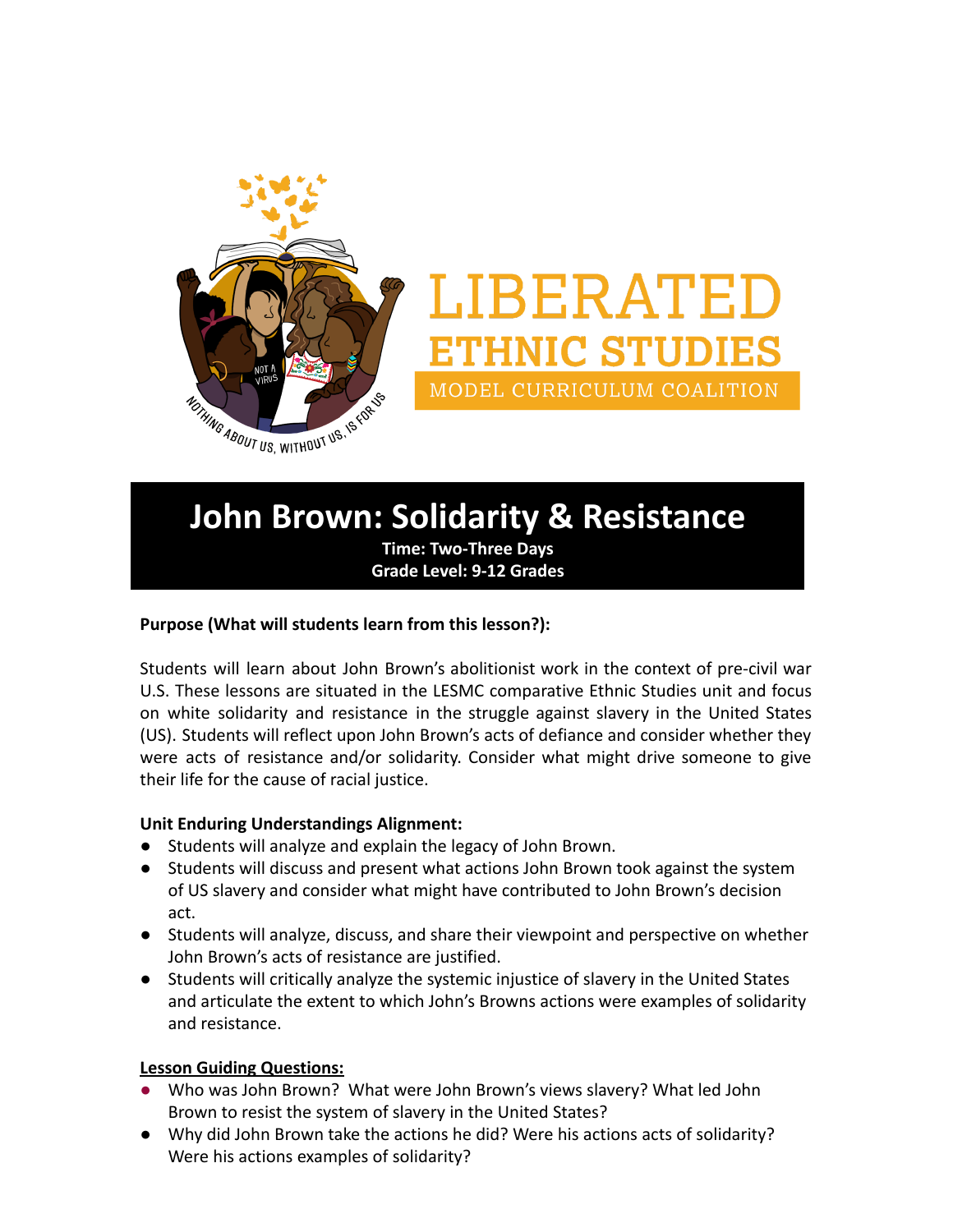LIBERATED ETHNIC STUDIES

MODEL CURRICULUM COALITION

NOTHING ABOUT US, WITHOUT US, IS FOR US

# John Brown: Solidarity & Resistance

**Time: Two-Three Days**
**Grade Level: 9-12 Grades**

**Purpose (What will students learn from this lesson?):**

Students will learn about John Brown's abolitionist work in the context of pre-civil war U.S. These lessons are situated in the LESMC comparative Ethnic Studies unit and focus on white solidarity and resistance in the struggle against slavery in the United States (US). Students will reflect upon John Brown's acts of defiance and consider whether they were acts of resistance and/or solidarity. Consider what might drive someone to give their life for the cause of racial justice.

**Unit Enduring Understandings Alignment:**

- Students will analyze and explain the legacy of John Brown.
- Students will discuss and present what actions John Brown took against the system of US slavery and consider what might have contributed to John Brown's decision act.
- Students will analyze, discuss, and share their viewpoint and perspective on whether John Brown's acts of resistance are justified.
- Students will critically analyze the systemic injustice of slavery in the United States and articulate the extent to which John's Browns actions were examples of solidarity and resistance.

**<u>Lesson Guiding Questions:</u>**

- Who was John Brown? What were John Brown's views slavery? What led John Brown to resist the system of slavery in the United States?
- Why did John Brown take the actions he did? Were his actions acts of solidarity? Were his actions examples of solidarity?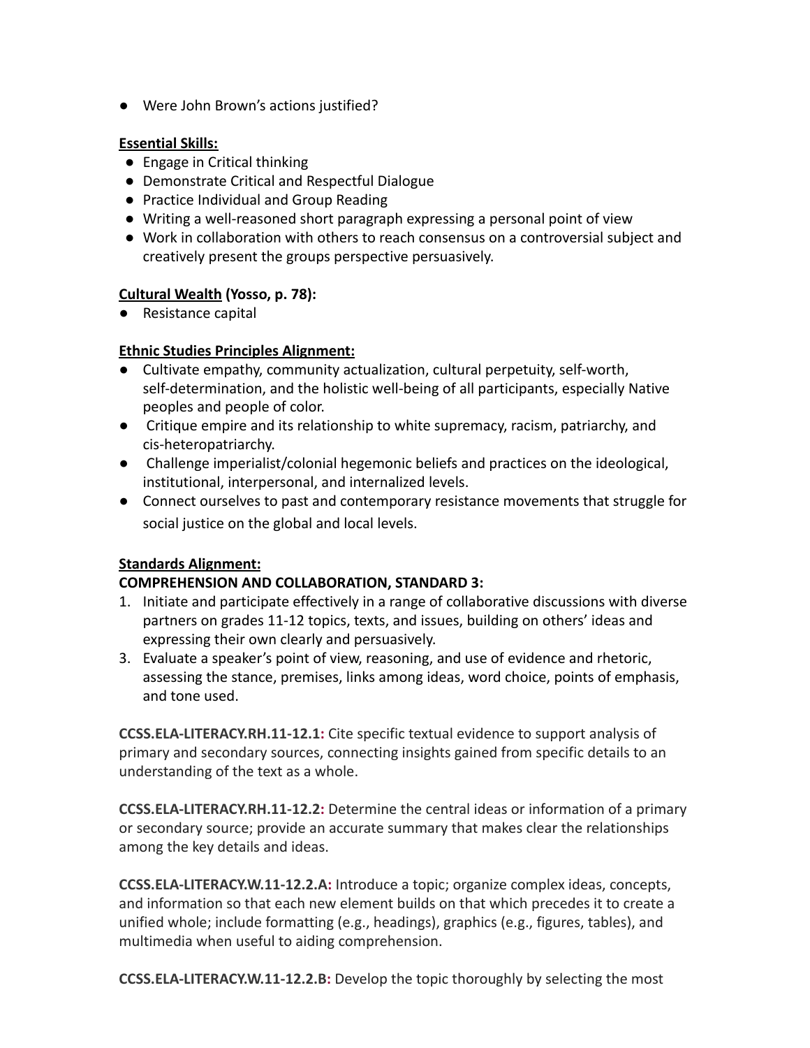- Were John Brown's actions justified?

**Essential Skills:**

- Engage in Critical thinking
- Demonstrate Critical and Respectful Dialogue
- Practice Individual and Group Reading
- Writing a well-reasoned short paragraph expressing a personal point of view
- Work in collaboration with others to reach consensus on a controversial subject and creatively present the groups perspective persuasively.

**Cultural Wealth (Yosso, p. 78):**

- Resistance capital

**Ethnic Studies Principles Alignment:**

- Cultivate empathy, community actualization, cultural perpetuity, self-worth, self-determination, and the holistic well-being of all participants, especially Native peoples and people of color.
- Critique empire and its relationship to white supremacy, racism, patriarchy, and cis-heteropatriarchy.
- Challenge imperialist/colonial hegemonic beliefs and practices on the ideological, institutional, interpersonal, and internalized levels.
- Connect ourselves to past and contemporary resistance movements that struggle for social justice on the global and local levels.

**Standards Alignment:**

**COMPREHENSION AND COLLABORATION, STANDARD 3:**

1. Initiate and participate effectively in a range of collaborative discussions with diverse partners on grades 11-12 topics, texts, and issues, building on others' ideas and expressing their own clearly and persuasively.
3. Evaluate a speaker's point of view, reasoning, and use of evidence and rhetoric, assessing the stance, premises, links among ideas, word choice, points of emphasis, and tone used.

**CCSS.ELA-LITERACY.RH.11-12.1:** Cite specific textual evidence to support analysis of primary and secondary sources, connecting insights gained from specific details to an understanding of the text as a whole.

**CCSS.ELA-LITERACY.RH.11-12.2:** Determine the central ideas or information of a primary or secondary source; provide an accurate summary that makes clear the relationships among the key details and ideas.

**CCSS.ELA-LITERACY.W.11-12.2.A:** Introduce a topic; organize complex ideas, concepts, and information so that each new element builds on that which precedes it to create a unified whole; include formatting (e.g., headings), graphics (e.g., figures, tables), and multimedia when useful to aiding comprehension.

**CCSS.ELA-LITERACY.W.11-12.2.B:** Develop the topic thoroughly by selecting the most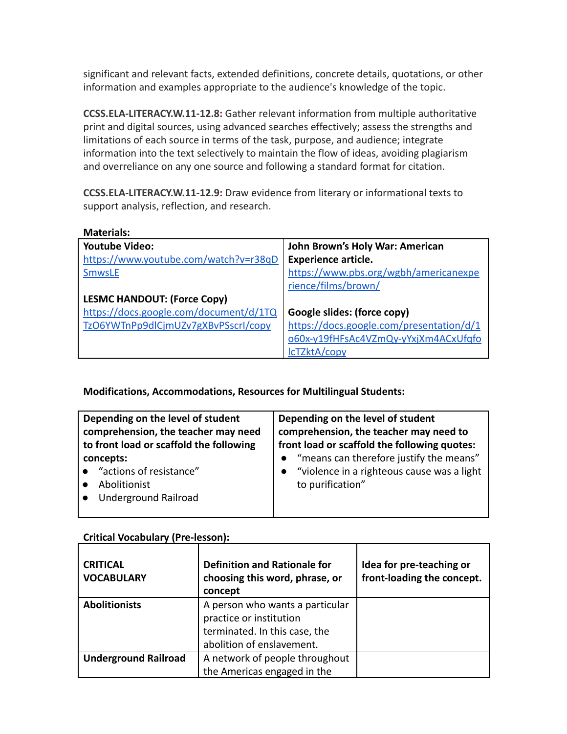significant and relevant facts, extended definitions, concrete details, quotations, or other information and examples appropriate to the audience's knowledge of the topic.

**CCSS.ELA-LITERACY.W.11-12.8:** Gather relevant information from multiple authoritative print and digital sources, using advanced searches effectively; assess the strengths and limitations of each source in terms of the task, purpose, and audience; integrate information into the text selectively to maintain the flow of ideas, avoiding plagiarism and overreliance on any one source and following a standard format for citation.

**CCSS.ELA-LITERACY.W.11-12.9:** Draw evidence from literary or informational texts to support analysis, reflection, and research.

**Materials:**

| | |
|---|---|
| **Youtube Video:** https://www.youtube.com/watch?v=r38qDSmwsLE<br><br>**LESMC HANDOUT: (Force Copy)** https://docs.google.com/document/d/1TQTzO6YWTnPp9dlCjmUZv7gXBvPSscrI/copy | **John Brown's Holy War: American Experience article.** https://www.pbs.org/wgbh/americanexperience/films/brown/<br><br>**Google slides: (force copy)** https://docs.google.com/presentation/d/1o60x-y19fHFsAc4VZmQy-yYxjXm4ACxUfqfoIcTZktA/copy |

**Modifications, Accommodations, Resources for Multilingual Students:**

| | |
|---|---|
| **Depending on the level of student comprehension, the teacher may need to front load or scaffold the following concepts:**<br>● "actions of resistance"<br>● Abolitionist<br>● Underground Railroad | **Depending on the level of student comprehension, the teacher may need to front load or scaffold the following quotes:**<br>● "means can therefore justify the means"<br>● "violence in a righteous cause was a light to purification" |

**Critical Vocabulary (Pre-lesson):**

| CRITICAL VOCABULARY | Definition and Rationale for choosing this word, phrase, or concept | Idea for pre-teaching or front-loading the concept. |
|---|---|---|
| **Abolitionists** | A person who wants a particular practice or institution terminated. In this case, the abolition of enslavement. | |
| **Underground Railroad** | A network of people throughout the Americas engaged in the | |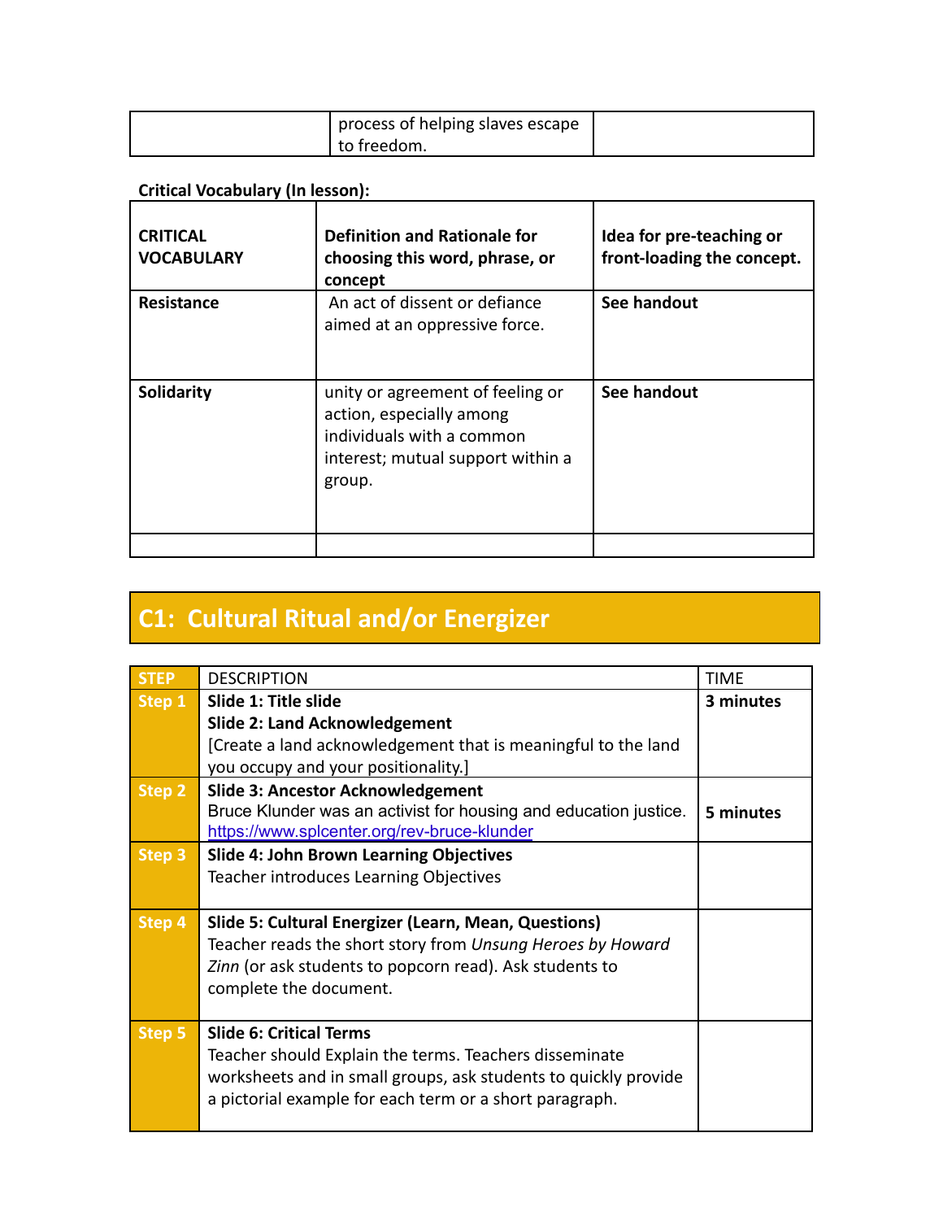| | process of helping slaves escape to freedom. | |
|---|---|---|

**Critical Vocabulary (In lesson):**

| **CRITICAL VOCABULARY** | **Definition and Rationale for choosing this word, phrase, or concept** | **Idea for pre-teaching or front-loading the concept.** |
|---|---|---|
| **Resistance** | An act of dissent or defiance aimed at an oppressive force. | **See handout** |
| **Solidarity** | unity or agreement of feeling or action, especially among individuals with a common interest; mutual support within a group. | **See handout** |
| | | |

## C1: Cultural Ritual and/or Energizer

| STEP | DESCRIPTION | TIME |
|---|---|---|
| **Step 1** | **Slide 1: Title slide**<br>**Slide 2: Land Acknowledgement**<br>[Create a land acknowledgement that is meaningful to the land you occupy and your positionality.] | **3 minutes** |
| **Step 2** | **Slide 3: Ancestor Acknowledgement**<br>Bruce Klunder was an activist for housing and education justice.<br>https://www.splcenter.org/rev-bruce-klunder | **5 minutes** |
| **Step 3** | **Slide 4: John Brown Learning Objectives**<br>Teacher introduces Learning Objectives | |
| **Step 4** | **Slide 5: Cultural Energizer (Learn, Mean, Questions)**<br>Teacher reads the short story from *Unsung Heroes by Howard Zinn* (or ask students to popcorn read). Ask students to complete the document. | |
| **Step 5** | **Slide 6: Critical Terms**<br>Teacher should Explain the terms. Teachers disseminate worksheets and in small groups, ask students to quickly provide a pictorial example for each term or a short paragraph. | |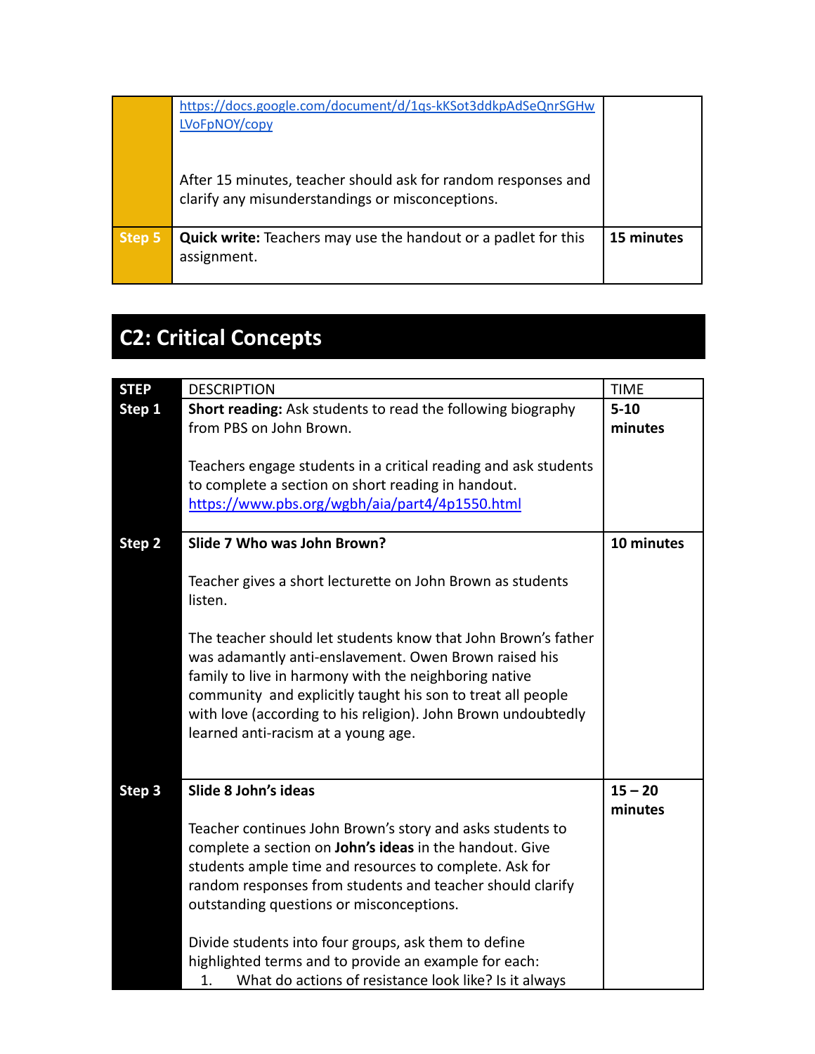| | | |
|---|---|---|
| | https://docs.google.com/document/d/1qs-kKSot3ddkpAdSeQnrSGHwLVoFpNOY/copy<br><br>After 15 minutes, teacher should ask for random responses and clarify any misunderstandings or misconceptions. | |
| **Step 5** | **Quick write:** Teachers may use the handout or a padlet for this assignment. | **15 minutes** |

## C2: Critical Concepts

| STEP | DESCRIPTION | TIME |
|---|---|---|
| **Step 1** | **Short reading:** Ask students to read the following biography from PBS on John Brown.<br><br>Teachers engage students in a critical reading and ask students to complete a section on short reading in handout.<br>https://www.pbs.org/wgbh/aia/part4/4p1550.html | **5-10 minutes** |
| **Step 2** | **Slide 7 Who was John Brown?**<br><br>Teacher gives a short lecturette on John Brown as students listen.<br><br>The teacher should let students know that John Brown's father was adamantly anti-enslavement. Owen Brown raised his family to live in harmony with the neighboring native community and explicitly taught his son to treat all people with love (according to his religion). John Brown undoubtedly learned anti-racism at a young age. | **10 minutes** |
| **Step 3** | **Slide 8 John's ideas**<br><br>Teacher continues John Brown's story and asks students to complete a section on **John's ideas** in the handout. Give students ample time and resources to complete. Ask for random responses from students and teacher should clarify outstanding questions or misconceptions.<br><br>Divide students into four groups, ask them to define highlighted terms and to provide an example for each:<br>1. What do actions of resistance look like? Is it always | **15 – 20 minutes** |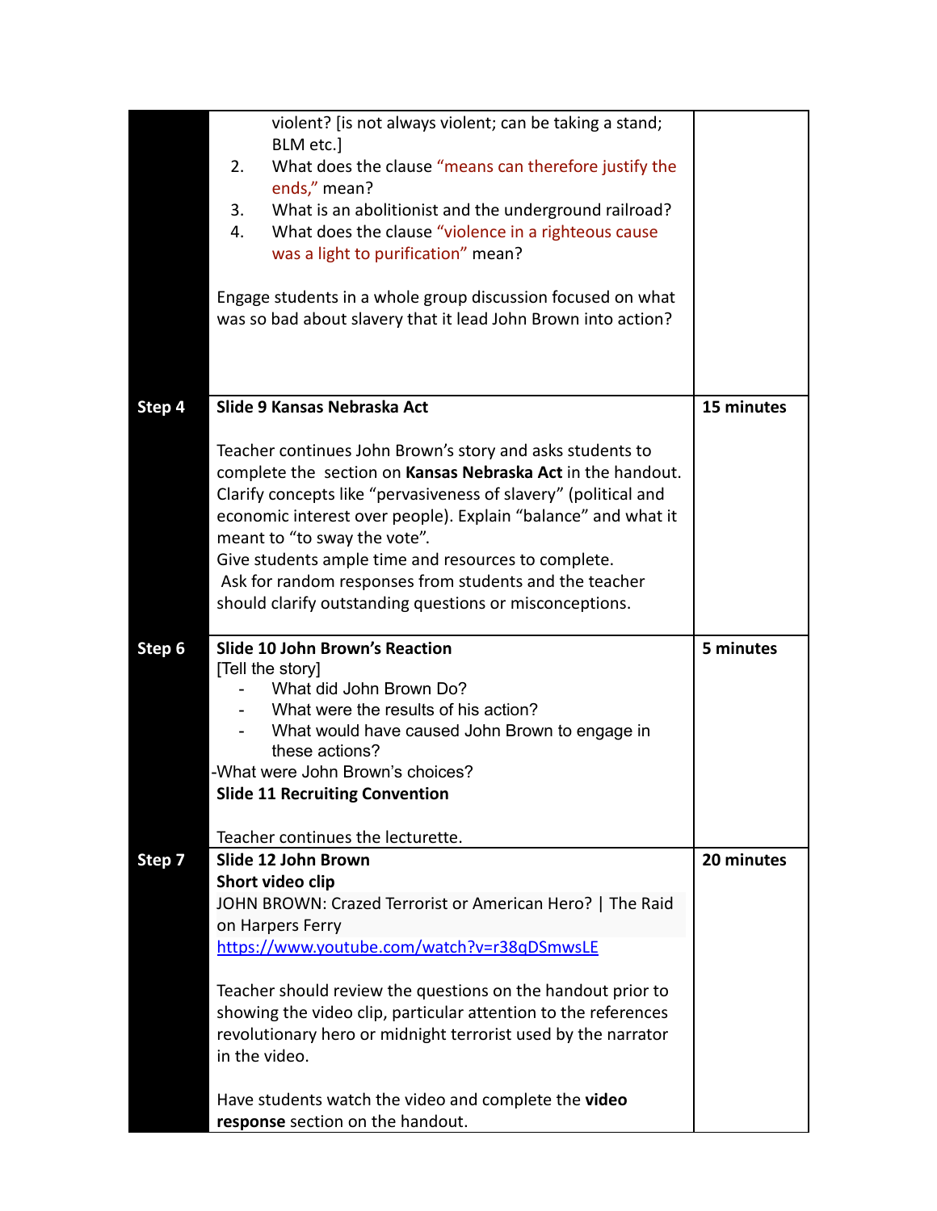| | | |
|---|---|---|
| | violent? [is not always violent; can be taking a stand; BLM etc.]<br>2. What does the clause "means can therefore justify the ends," mean?<br>3. What is an abolitionist and the underground railroad?<br>4. What does the clause "violence in a righteous cause was a light to purification" mean?<br><br>Engage students in a whole group discussion focused on what was so bad about slavery that it lead John Brown into action? | |
| **Step 4** | **Slide 9 Kansas Nebraska Act**<br><br>Teacher continues John Brown's story and asks students to complete the section on **Kansas Nebraska Act** in the handout. Clarify concepts like "pervasiveness of slavery" (political and economic interest over people). Explain "balance" and what it meant to "to sway the vote".<br>Give students ample time and resources to complete.<br>Ask for random responses from students and the teacher should clarify outstanding questions or misconceptions. | **15 minutes** |
| **Step 6** | **Slide 10 John Brown's Reaction**<br>[Tell the story]<br>- What did John Brown Do?<br>- What were the results of his action?<br>- What would have caused John Brown to engage in these actions?<br>-What were John Brown's choices?<br>**Slide 11 Recruiting Convention**<br><br>Teacher continues the lecturette. | **5 minutes** |
| **Step 7** | **Slide 12 John Brown**<br>**Short video clip**<br>JOHN BROWN: Crazed Terrorist or American Hero? \| The Raid on Harpers Ferry<br>https://www.youtube.com/watch?v=r38qDSmwsLE<br><br>Teacher should review the questions on the handout prior to showing the video clip, particular attention to the references revolutionary hero or midnight terrorist used by the narrator in the video.<br><br>Have students watch the video and complete the **video response** section on the handout. | **20 minutes** |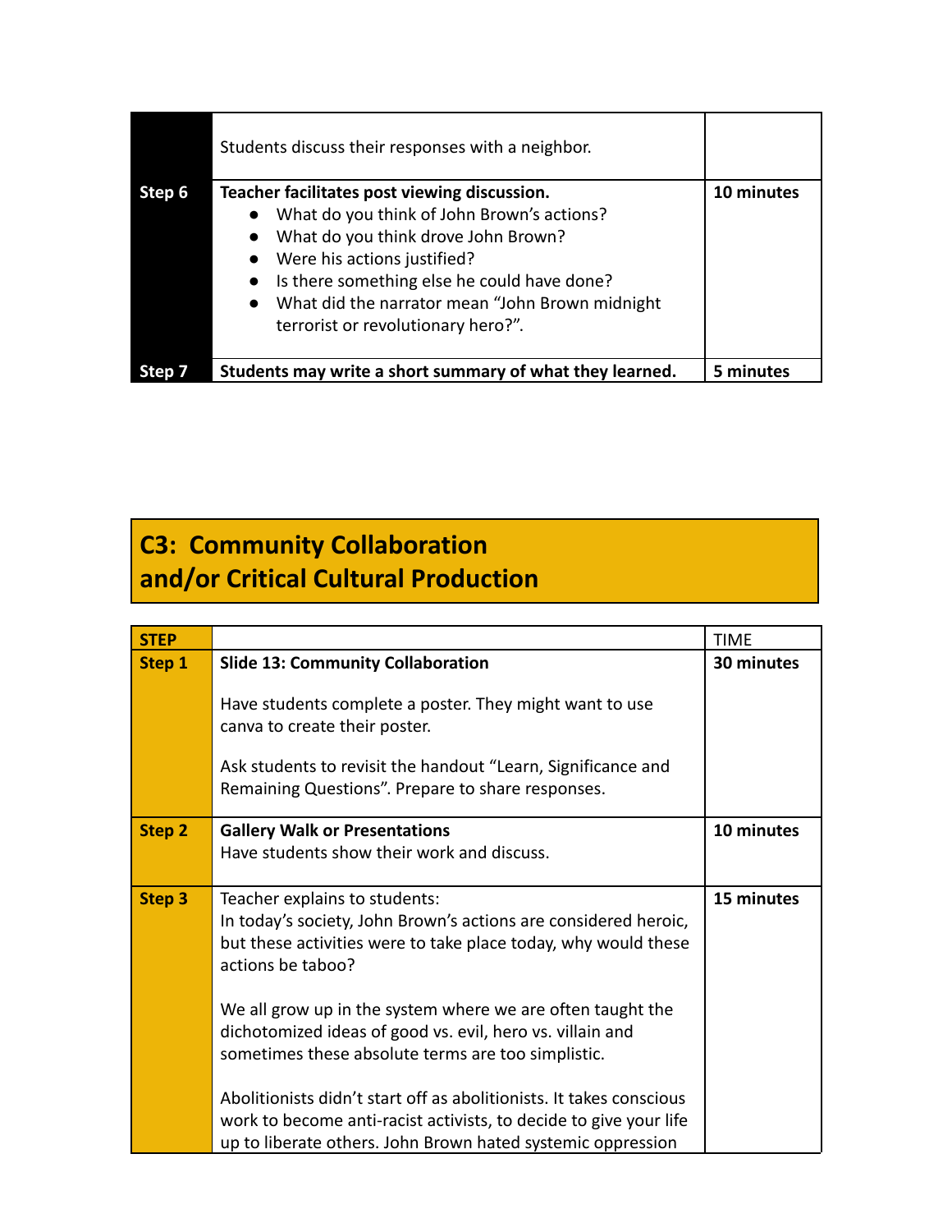|  | Students discuss their responses with a neighbor. |  |
|---|---|---|
| **Step 6** | **Teacher facilitates post viewing discussion.**<br>• What do you think of John Brown's actions?<br>• What do you think drove John Brown?<br>• Were his actions justified?<br>• Is there something else he could have done?<br>• What did the narrator mean "John Brown midnight terrorist or revolutionary hero?". | **10 minutes** |
| **Step 7** | **Students may write a short summary of what they learned.** | **5 minutes** |

## C3: Community Collaboration and/or Critical Cultural Production

| STEP |  | TIME |
|---|---|---|
| **Step 1** | **Slide 13: Community Collaboration**<br><br>Have students complete a poster. They might want to use canva to create their poster.<br><br>Ask students to revisit the handout "Learn, Significance and Remaining Questions". Prepare to share responses. | **30 minutes** |
| **Step 2** | **Gallery Walk or Presentations**<br>Have students show their work and discuss. | **10 minutes** |
| **Step 3** | Teacher explains to students:<br>In today's society, John Brown's actions are considered heroic, but these activities were to take place today, why would these actions be taboo?<br><br>We all grow up in the system where we are often taught the dichotomized ideas of good vs. evil, hero vs. villain and sometimes these absolute terms are too simplistic.<br><br>Abolitionists didn't start off as abolitionists. It takes conscious work to become anti-racist activists, to decide to give your life up to liberate others. John Brown hated systemic oppression | **15 minutes** |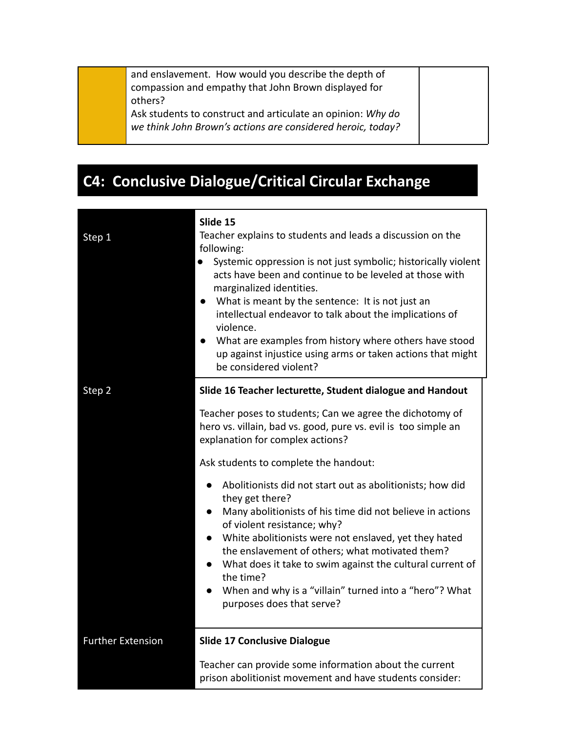| | | |
|---|---|---|
| | and enslavement. How would you describe the depth of compassion and empathy that John Brown displayed for others?<br>Ask students to construct and articulate an opinion: *Why do we think John Brown's actions are considered heroic, today?* | |

## C4: Conclusive Dialogue/Critical Circular Exchange

| | |
|---|---|
| Step 1 | **Slide 15**<br>Teacher explains to students and leads a discussion on the following:<br>● Systemic oppression is not just symbolic; historically violent acts have been and continue to be leveled at those with marginalized identities.<br>● What is meant by the sentence: It is not just an intellectual endeavor to talk about the implications of violence.<br>● What are examples from history where others have stood up against injustice using arms or taken actions that might be considered violent? |
| Step 2 | **Slide 16 Teacher lecturette, Student dialogue and Handout**<br><br>Teacher poses to students; Can we agree the dichotomy of hero vs. villain, bad vs. good, pure vs. evil is too simple an explanation for complex actions?<br><br>Ask students to complete the handout:<br><br>● Abolitionists did not start out as abolitionists; how did they get there?<br>● Many abolitionists of his time did not believe in actions of violent resistance; why?<br>● White abolitionists were not enslaved, yet they hated the enslavement of others; what motivated them?<br>● What does it take to swim against the cultural current of the time?<br>● When and why is a "villain" turned into a "hero"? What purposes does that serve? |
| Further Extension | **Slide 17 Conclusive Dialogue**<br><br>Teacher can provide some information about the current prison abolitionist movement and have students consider: |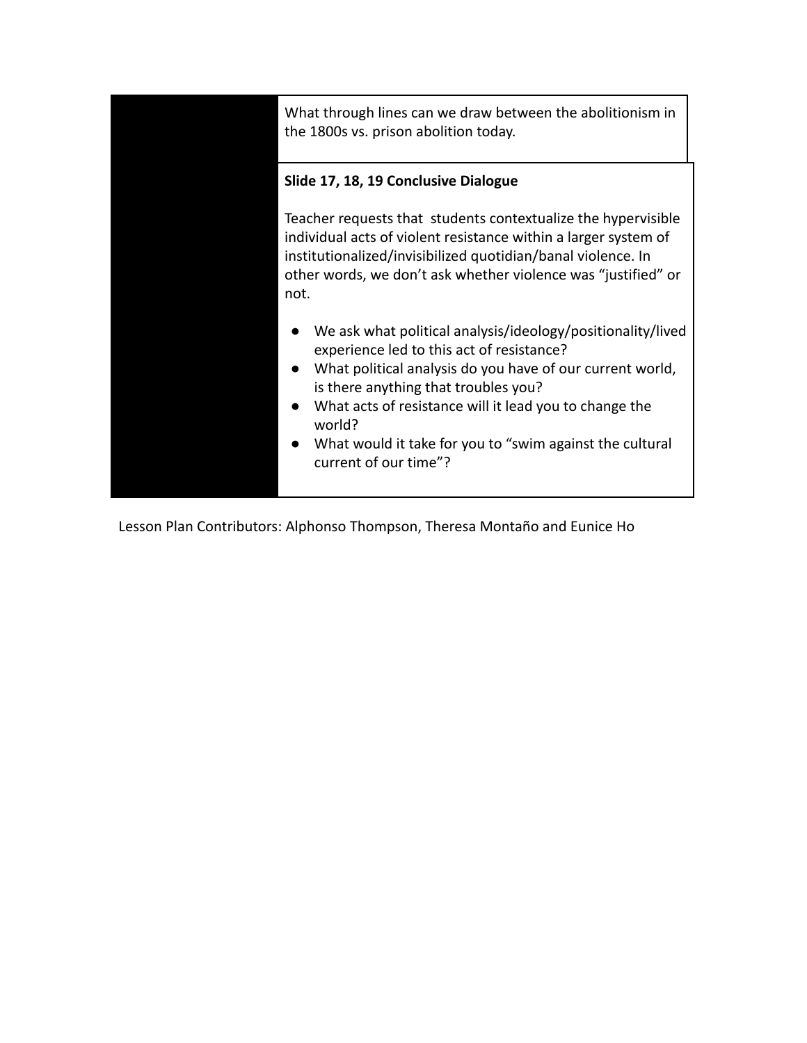| | |
|---|---|
| | What through lines can we draw between the abolitionism in the 1800s vs. prison abolition today. |
| | **Slide 17, 18, 19 Conclusive Dialogue**<br><br>Teacher requests that students contextualize the hypervisible individual acts of violent resistance within a larger system of institutionalized/invisibilized quotidian/banal violence. In other words, we don't ask whether violence was "justified" or not.<br><br>● We ask what political analysis/ideology/positionality/lived experience led to this act of resistance?<br>● What political analysis do you have of our current world, is there anything that troubles you?<br>● What acts of resistance will it lead you to change the world?<br>● What would it take for you to "swim against the cultural current of our time"? |

Lesson Plan Contributors: Alphonso Thompson, Theresa Montaño and Eunice Ho